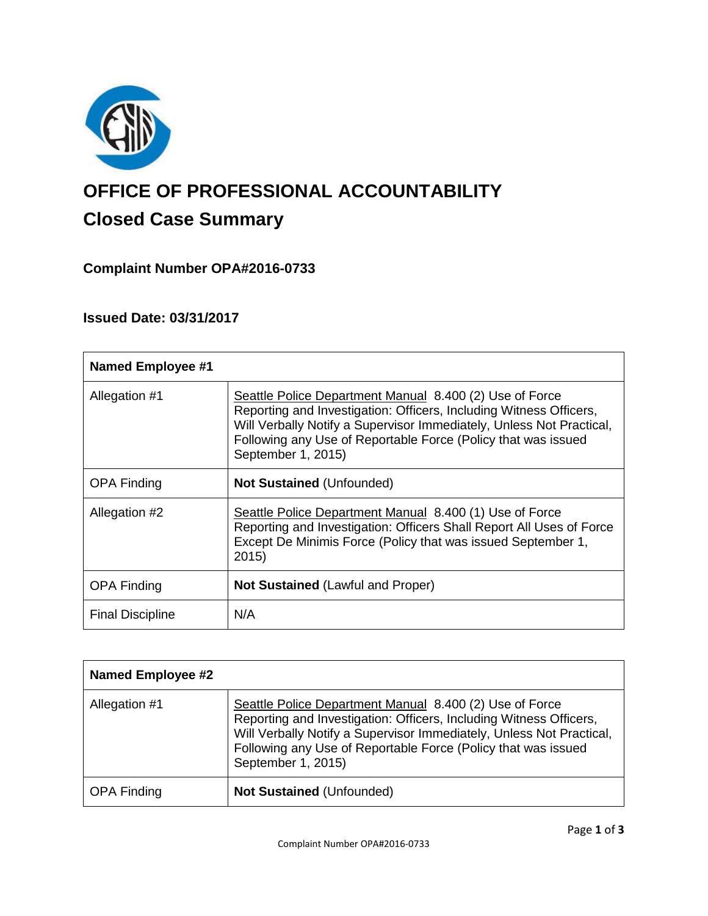# OFFICE OF PROFESSIONAL ACCOUNTABILITY

## Closed Case Summary

### Complaint Number OPA#2016-0733

### Issued Date: 03/31/2017

| Named Employee #1 | |
|---|---|
| Allegation #1 | Seattle Police Department Manual 8.400 (2) Use of Force Reporting and Investigation: Officers, Including Witness Officers, Will Verbally Notify a Supervisor Immediately, Unless Not Practical, Following any Use of Reportable Force (Policy that was issued September 1, 2015) |
| OPA Finding | **Not Sustained** (Unfounded) |
| Allegation #2 | Seattle Police Department Manual 8.400 (1) Use of Force Reporting and Investigation: Officers Shall Report All Uses of Force Except De Minimis Force (Policy that was issued September 1, 2015) |
| OPA Finding | **Not Sustained** (Lawful and Proper) |
| Final Discipline | N/A |

| Named Employee #2 | |
|---|---|
| Allegation #1 | Seattle Police Department Manual 8.400 (2) Use of Force Reporting and Investigation: Officers, Including Witness Officers, Will Verbally Notify a Supervisor Immediately, Unless Not Practical, Following any Use of Reportable Force (Policy that was issued September 1, 2015) |
| OPA Finding | **Not Sustained** (Unfounded) |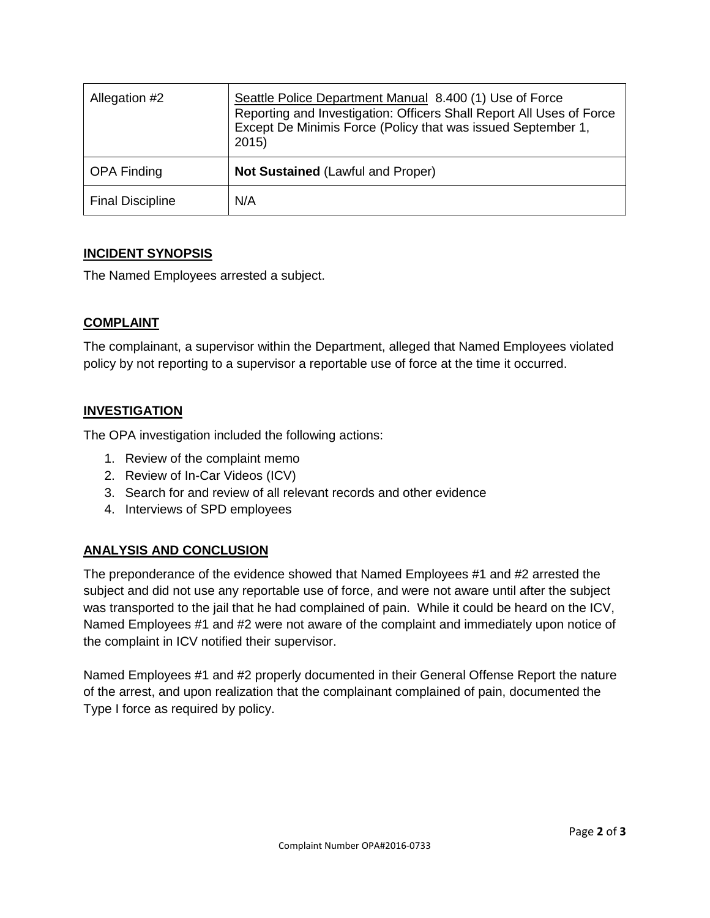| Allegation #2 | Seattle Police Department Manual 8.400 (1) Use of Force Reporting and Investigation: Officers Shall Report All Uses of Force Except De Minimis Force (Policy that was issued September 1, 2015) |
|---|---|
| OPA Finding | **Not Sustained** (Lawful and Proper) |
| Final Discipline | N/A |

## INCIDENT SYNOPSIS

The Named Employees arrested a subject.

## COMPLAINT

The complainant, a supervisor within the Department, alleged that Named Employees violated policy by not reporting to a supervisor a reportable use of force at the time it occurred.

## INVESTIGATION

The OPA investigation included the following actions:

1. Review of the complaint memo
2. Review of In-Car Videos (ICV)
3. Search for and review of all relevant records and other evidence
4. Interviews of SPD employees

## ANALYSIS AND CONCLUSION

The preponderance of the evidence showed that Named Employees #1 and #2 arrested the subject and did not use any reportable use of force, and were not aware until after the subject was transported to the jail that he had complained of pain. While it could be heard on the ICV, Named Employees #1 and #2 were not aware of the complaint and immediately upon notice of the complaint in ICV notified their supervisor.

Named Employees #1 and #2 properly documented in their General Offense Report the nature of the arrest, and upon realization that the complainant complained of pain, documented the Type I force as required by policy.

Complaint Number OPA#2016-0733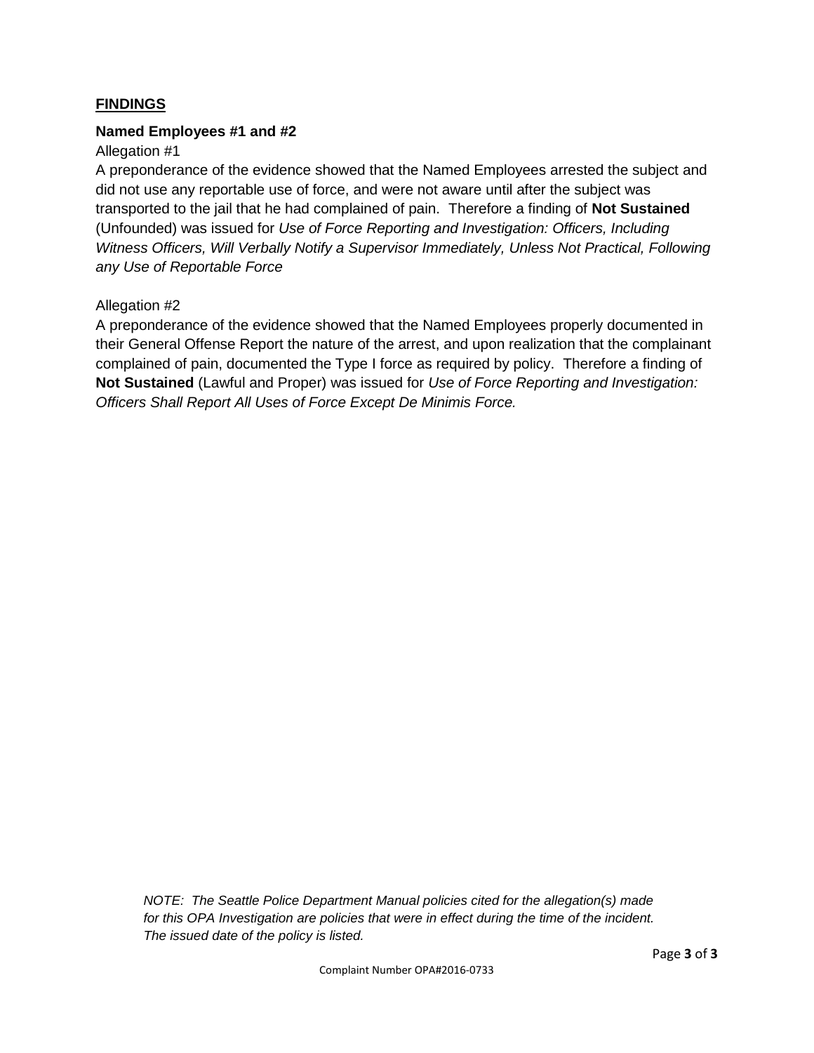## FINDINGS

### Named Employees #1 and #2

Allegation #1

A preponderance of the evidence showed that the Named Employees arrested the subject and did not use any reportable use of force, and were not aware until after the subject was transported to the jail that he had complained of pain. Therefore a finding of **Not Sustained** (Unfounded) was issued for *Use of Force Reporting and Investigation: Officers, Including Witness Officers, Will Verbally Notify a Supervisor Immediately, Unless Not Practical, Following any Use of Reportable Force*

Allegation #2

A preponderance of the evidence showed that the Named Employees properly documented in their General Offense Report the nature of the arrest, and upon realization that the complainant complained of pain, documented the Type I force as required by policy. Therefore a finding of **Not Sustained** (Lawful and Proper) was issued for *Use of Force Reporting and Investigation: Officers Shall Report All Uses of Force Except De Minimis Force.*

*NOTE: The Seattle Police Department Manual policies cited for the allegation(s) made for this OPA Investigation are policies that were in effect during the time of the incident. The issued date of the policy is listed.*

Complaint Number OPA#2016-0733